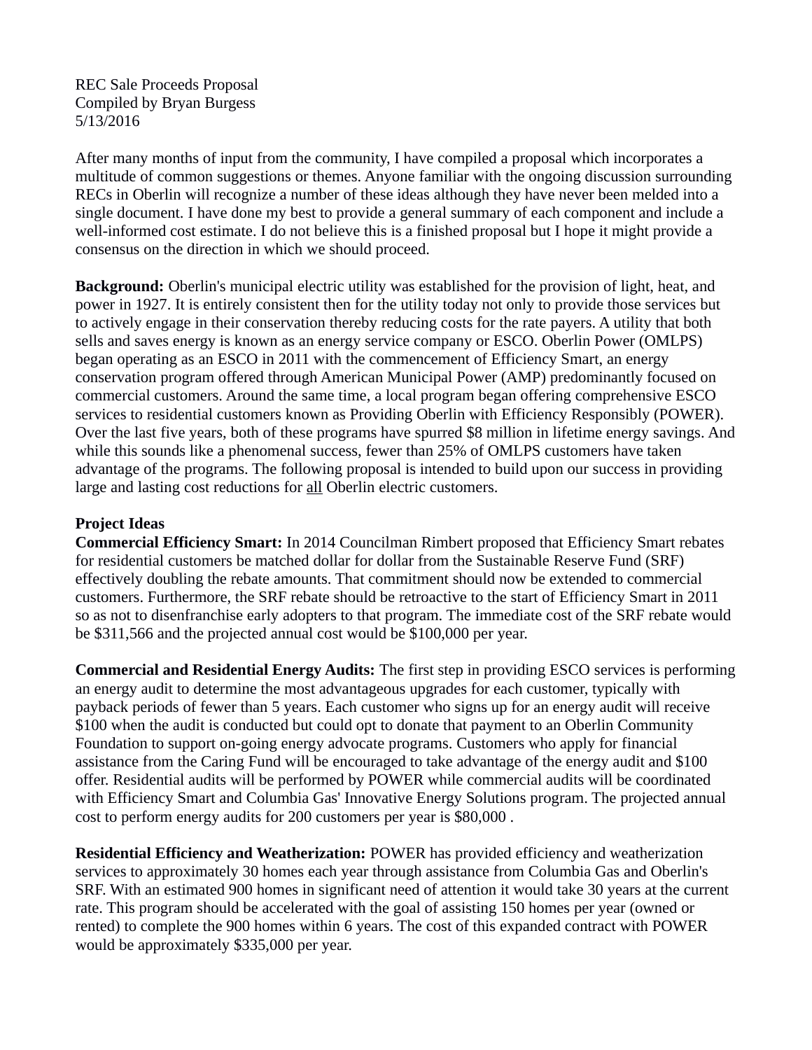REC Sale Proceeds Proposal
Compiled by Bryan Burgess
5/13/2016

After many months of input from the community, I have compiled a proposal which incorporates a multitude of common suggestions or themes. Anyone familiar with the ongoing discussion surrounding RECs in Oberlin will recognize a number of these ideas although they have never been melded into a single document. I have done my best to provide a general summary of each component and include a well-informed cost estimate. I do not believe this is a finished proposal but I hope it might provide a consensus on the direction in which we should proceed.

**Background:** Oberlin's municipal electric utility was established for the provision of light, heat, and power in 1927. It is entirely consistent then for the utility today not only to provide those services but to actively engage in their conservation thereby reducing costs for the rate payers. A utility that both sells and saves energy is known as an energy service company or ESCO. Oberlin Power (OMLPS) began operating as an ESCO in 2011 with the commencement of Efficiency Smart, an energy conservation program offered through American Municipal Power (AMP) predominantly focused on commercial customers. Around the same time, a local program began offering comprehensive ESCO services to residential customers known as Providing Oberlin with Efficiency Responsibly (POWER). Over the last five years, both of these programs have spurred $8 million in lifetime energy savings. And while this sounds like a phenomenal success, fewer than 25% of OMLPS customers have taken advantage of the programs. The following proposal is intended to build upon our success in providing large and lasting cost reductions for <u>all</u> Oberlin electric customers.

**Project Ideas**

**Commercial Efficiency Smart:** In 2014 Councilman Rimbert proposed that Efficiency Smart rebates for residential customers be matched dollar for dollar from the Sustainable Reserve Fund (SRF) effectively doubling the rebate amounts. That commitment should now be extended to commercial customers. Furthermore, the SRF rebate should be retroactive to the start of Efficiency Smart in 2011 so as not to disenfranchise early adopters to that program. The immediate cost of the SRF rebate would be $311,566 and the projected annual cost would be $100,000 per year.

**Commercial and Residential Energy Audits:** The first step in providing ESCO services is performing an energy audit to determine the most advantageous upgrades for each customer, typically with payback periods of fewer than 5 years. Each customer who signs up for an energy audit will receive $100 when the audit is conducted but could opt to donate that payment to an Oberlin Community Foundation to support on-going energy advocate programs. Customers who apply for financial assistance from the Caring Fund will be encouraged to take advantage of the energy audit and $100 offer. Residential audits will be performed by POWER while commercial audits will be coordinated with Efficiency Smart and Columbia Gas' Innovative Energy Solutions program. The projected annual cost to perform energy audits for 200 customers per year is $80,000 .

**Residential Efficiency and Weatherization:** POWER has provided efficiency and weatherization services to approximately 30 homes each year through assistance from Columbia Gas and Oberlin's SRF. With an estimated 900 homes in significant need of attention it would take 30 years at the current rate. This program should be accelerated with the goal of assisting 150 homes per year (owned or rented) to complete the 900 homes within 6 years. The cost of this expanded contract with POWER would be approximately $335,000 per year.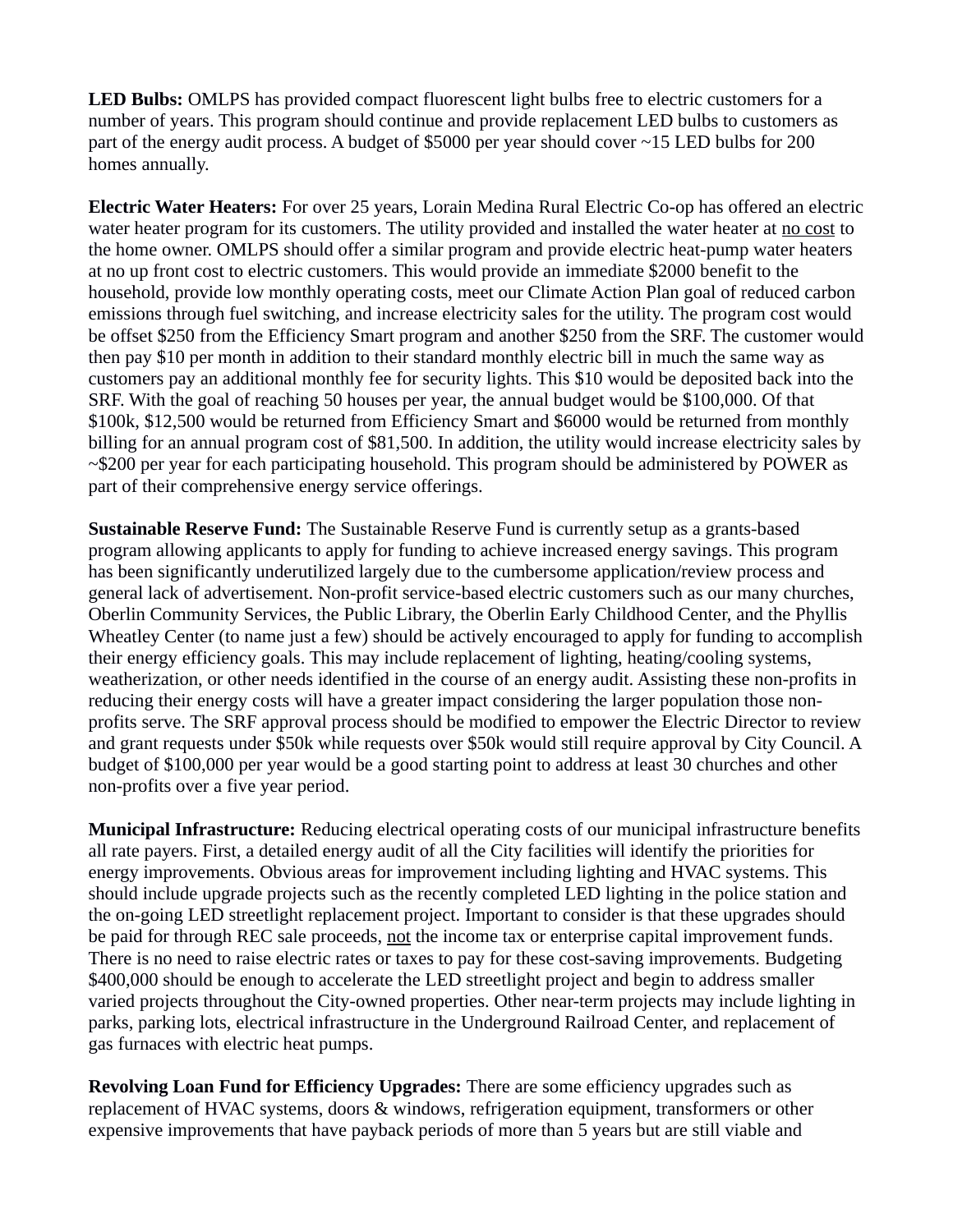**LED Bulbs:** OMLPS has provided compact fluorescent light bulbs free to electric customers for a number of years. This program should continue and provide replacement LED bulbs to customers as part of the energy audit process. A budget of $5000 per year should cover ~15 LED bulbs for 200 homes annually.

**Electric Water Heaters:** For over 25 years, Lorain Medina Rural Electric Co-op has offered an electric water heater program for its customers. The utility provided and installed the water heater at <u>no cost</u> to the home owner. OMLPS should offer a similar program and provide electric heat-pump water heaters at no up front cost to electric customers. This would provide an immediate $2000 benefit to the household, provide low monthly operating costs, meet our Climate Action Plan goal of reduced carbon emissions through fuel switching, and increase electricity sales for the utility. The program cost would be offset $250 from the Efficiency Smart program and another $250 from the SRF. The customer would then pay $10 per month in addition to their standard monthly electric bill in much the same way as customers pay an additional monthly fee for security lights. This $10 would be deposited back into the SRF. With the goal of reaching 50 houses per year, the annual budget would be $100,000. Of that $100k, $12,500 would be returned from Efficiency Smart and $6000 would be returned from monthly billing for an annual program cost of $81,500. In addition, the utility would increase electricity sales by ~$200 per year for each participating household. This program should be administered by POWER as part of their comprehensive energy service offerings.

**Sustainable Reserve Fund:** The Sustainable Reserve Fund is currently setup as a grants-based program allowing applicants to apply for funding to achieve increased energy savings. This program has been significantly underutilized largely due to the cumbersome application/review process and general lack of advertisement. Non-profit service-based electric customers such as our many churches, Oberlin Community Services, the Public Library, the Oberlin Early Childhood Center, and the Phyllis Wheatley Center (to name just a few) should be actively encouraged to apply for funding to accomplish their energy efficiency goals. This may include replacement of lighting, heating/cooling systems, weatherization, or other needs identified in the course of an energy audit. Assisting these non-profits in reducing their energy costs will have a greater impact considering the larger population those non-profits serve. The SRF approval process should be modified to empower the Electric Director to review and grant requests under $50k while requests over $50k would still require approval by City Council. A budget of $100,000 per year would be a good starting point to address at least 30 churches and other non-profits over a five year period.

**Municipal Infrastructure:** Reducing electrical operating costs of our municipal infrastructure benefits all rate payers. First, a detailed energy audit of all the City facilities will identify the priorities for energy improvements. Obvious areas for improvement including lighting and HVAC systems. This should include upgrade projects such as the recently completed LED lighting in the police station and the on-going LED streetlight replacement project. Important to consider is that these upgrades should be paid for through REC sale proceeds, <u>not</u> the income tax or enterprise capital improvement funds. There is no need to raise electric rates or taxes to pay for these cost-saving improvements. Budgeting $400,000 should be enough to accelerate the LED streetlight project and begin to address smaller varied projects throughout the City-owned properties. Other near-term projects may include lighting in parks, parking lots, electrical infrastructure in the Underground Railroad Center, and replacement of gas furnaces with electric heat pumps.

**Revolving Loan Fund for Efficiency Upgrades:** There are some efficiency upgrades such as replacement of HVAC systems, doors & windows, refrigeration equipment, transformers or other expensive improvements that have payback periods of more than 5 years but are still viable and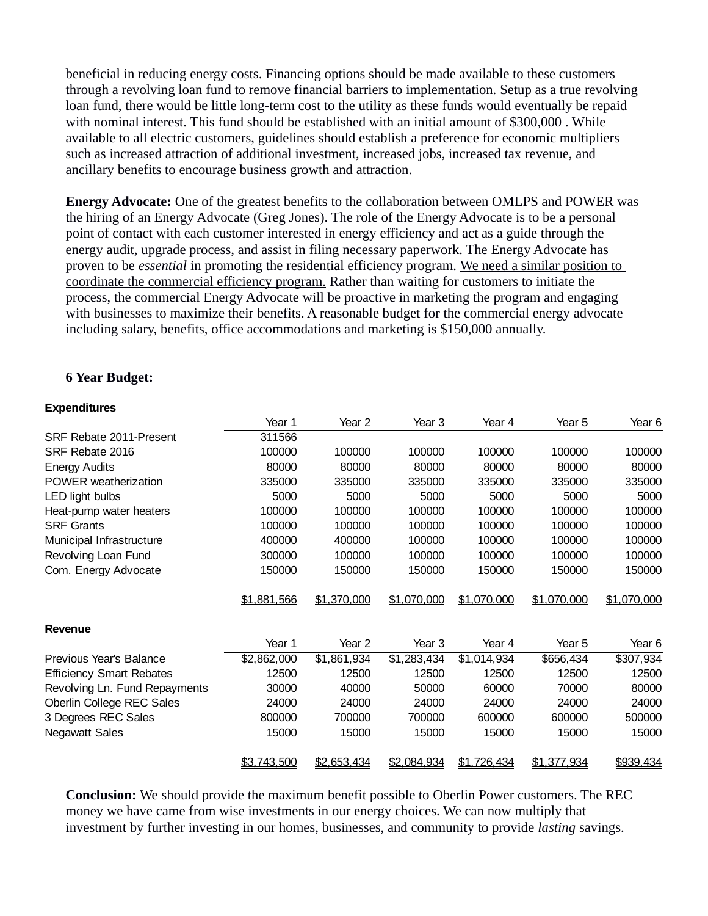beneficial in reducing energy costs. Financing options should be made available to these customers through a revolving loan fund to remove financial barriers to implementation. Setup as a true revolving loan fund, there would be little long-term cost to the utility as these funds would eventually be repaid with nominal interest. This fund should be established with an initial amount of $300,000 . While available to all electric customers, guidelines should establish a preference for economic multipliers such as increased attraction of additional investment, increased jobs, increased tax revenue, and ancillary benefits to encourage business growth and attraction.

**Energy Advocate:** One of the greatest benefits to the collaboration between OMLPS and POWER was the hiring of an Energy Advocate (Greg Jones). The role of the Energy Advocate is to be a personal point of contact with each customer interested in energy efficiency and act as a guide through the energy audit, upgrade process, and assist in filing necessary paperwork. The Energy Advocate has proven to be *essential* in promoting the residential efficiency program. <u>We need a similar position to coordinate the commercial efficiency program.</u> Rather than waiting for customers to initiate the process, the commercial Energy Advocate will be proactive in marketing the program and engaging with businesses to maximize their benefits. A reasonable budget for the commercial energy advocate including salary, benefits, office accommodations and marketing is $150,000 annually.

**6 Year Budget:**

**Expenditures**

| | Year 1 | Year 2 | Year 3 | Year 4 | Year 5 | Year 6 |
|---|---|---|---|---|---|---|
| SRF Rebate 2011-Present | 311566 | | | | | |
| SRF Rebate 2016 | 100000 | 100000 | 100000 | 100000 | 100000 | 100000 |
| Energy Audits | 80000 | 80000 | 80000 | 80000 | 80000 | 80000 |
| POWER weatherization | 335000 | 335000 | 335000 | 335000 | 335000 | 335000 |
| LED light bulbs | 5000 | 5000 | 5000 | 5000 | 5000 | 5000 |
| Heat-pump water heaters | 100000 | 100000 | 100000 | 100000 | 100000 | 100000 |
| SRF Grants | 100000 | 100000 | 100000 | 100000 | 100000 | 100000 |
| Municipal Infrastructure | 400000 | 400000 | 100000 | 100000 | 100000 | 100000 |
| Revolving Loan Fund | 300000 | 100000 | 100000 | 100000 | 100000 | 100000 |
| Com. Energy Advocate | 150000 | 150000 | 150000 | 150000 | 150000 | 150000 |
| | $1,881,566 | $1,370,000 | $1,070,000 | $1,070,000 | $1,070,000 | $1,070,000 |

**Revenue**

| | Year 1 | Year 2 | Year 3 | Year 4 | Year 5 | Year 6 |
|---|---|---|---|---|---|---|
| Previous Year's Balance | $2,862,000 | $1,861,934 | $1,283,434 | $1,014,934 | $656,434 | $307,934 |
| Efficiency Smart Rebates | 12500 | 12500 | 12500 | 12500 | 12500 | 12500 |
| Revolving Ln. Fund Repayments | 30000 | 40000 | 50000 | 60000 | 70000 | 80000 |
| Oberlin College REC Sales | 24000 | 24000 | 24000 | 24000 | 24000 | 24000 |
| 3 Degrees REC Sales | 800000 | 700000 | 700000 | 600000 | 600000 | 500000 |
| Negawatt Sales | 15000 | 15000 | 15000 | 15000 | 15000 | 15000 |
| | $3,743,500 | $2,653,434 | $2,084,934 | $1,726,434 | $1,377,934 | $939,434 |

**Conclusion:** We should provide the maximum benefit possible to Oberlin Power customers. The REC money we have came from wise investments in our energy choices. We can now multiply that investment by further investing in our homes, businesses, and community to provide *lasting* savings.